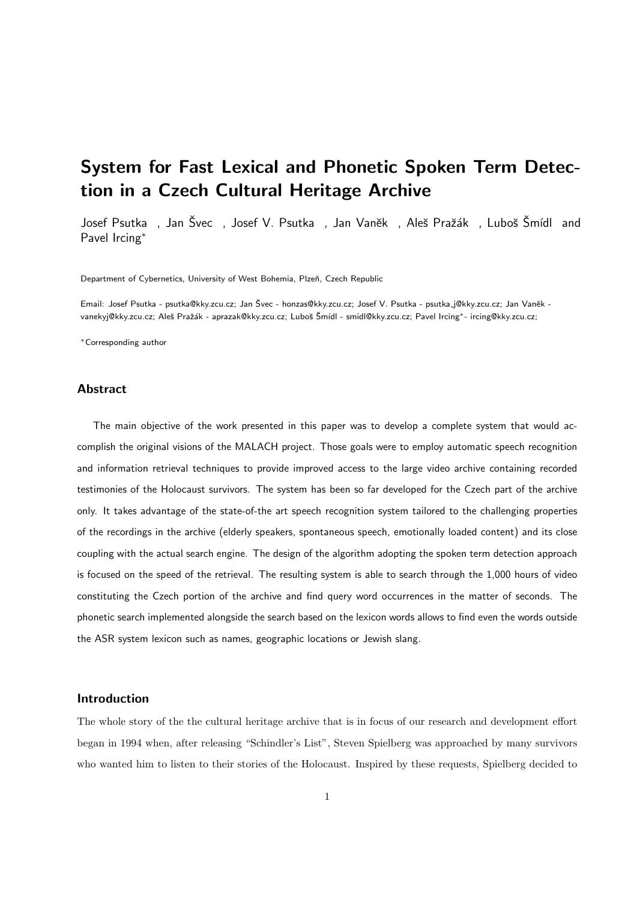# System for Fast Lexical and Phonetic Spoken Term Detection in a Czech Cultural Heritage Archive

Josef Psutka , Jan Švec , Josef V. Psutka , Jan Vaněk , Aleš Pražák , Luboš Šmídl and Pavel Ircing*

Department of Cybernetics, University of West Bohemia, Plzeň, Czech Republic

Email: Josef Psutka - psutka@kky.zcu.cz; Jan Švec - honzas@kky.zcu.cz; Josef V. Psutka - psutka_j@kky.zcu.cz; Jan Vaněk - vanekyj@kky.zcu.cz; Aleš Pražák - aprazak@kky.zcu.cz; Luboš Šmídl - smidl@kky.zcu.cz; Pavel Ircing*- ircing@kky.zcu.cz;

*Corresponding author

## Abstract

The main objective of the work presented in this paper was to develop a complete system that would accomplish the original visions of the MALACH project. Those goals were to employ automatic speech recognition and information retrieval techniques to provide improved access to the large video archive containing recorded testimonies of the Holocaust survivors. The system has been so far developed for the Czech part of the archive only. It takes advantage of the state-of-the art speech recognition system tailored to the challenging properties of the recordings in the archive (elderly speakers, spontaneous speech, emotionally loaded content) and its close coupling with the actual search engine. The design of the algorithm adopting the spoken term detection approach is focused on the speed of the retrieval. The resulting system is able to search through the 1,000 hours of video constituting the Czech portion of the archive and find query word occurrences in the matter of seconds. The phonetic search implemented alongside the search based on the lexicon words allows to find even the words outside the ASR system lexicon such as names, geographic locations or Jewish slang.

## Introduction

The whole story of the the cultural heritage archive that is in focus of our research and development effort began in 1994 when, after releasing "Schindler's List", Steven Spielberg was approached by many survivors who wanted him to listen to their stories of the Holocaust. Inspired by these requests, Spielberg decided to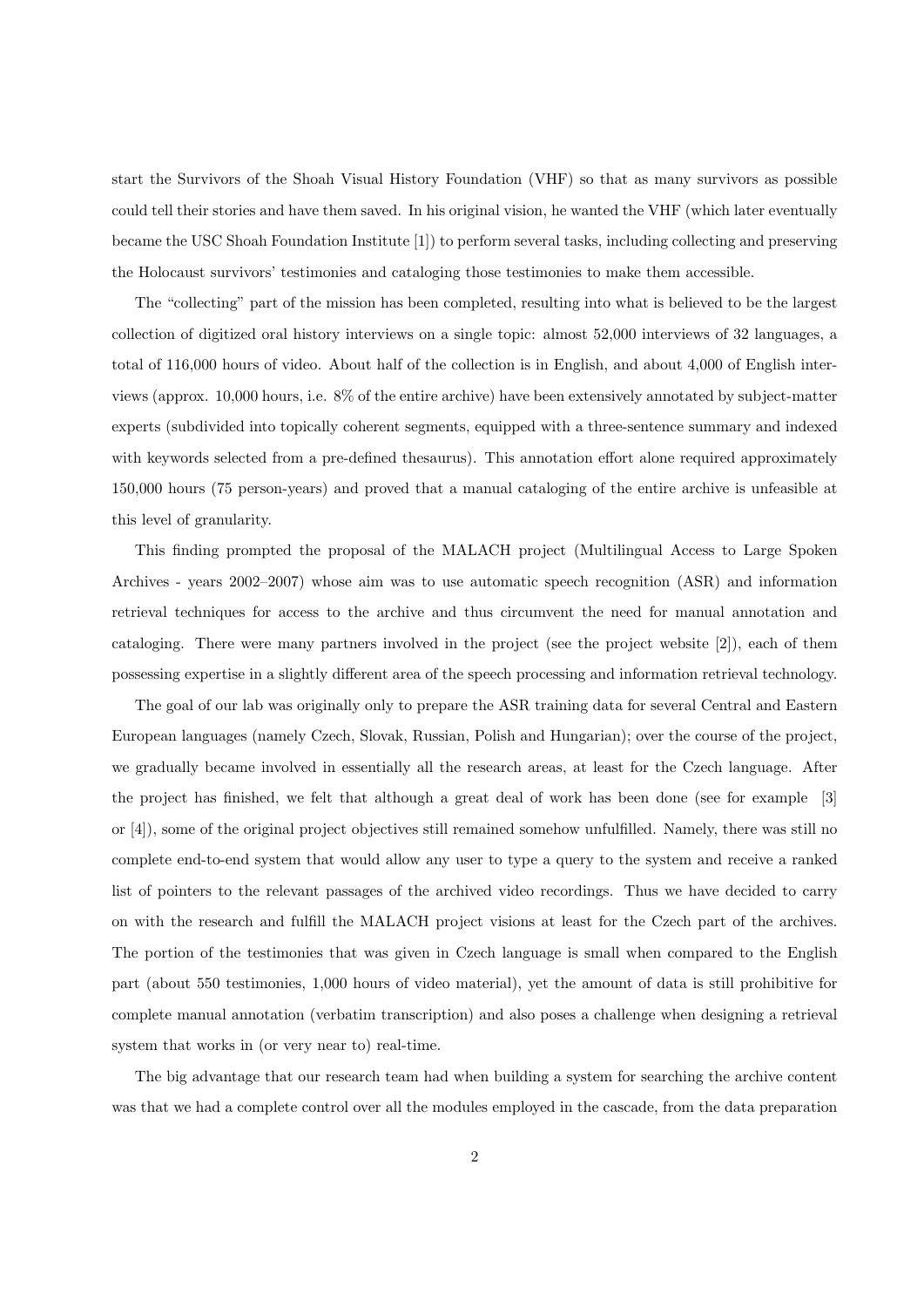start the Survivors of the Shoah Visual History Foundation (VHF) so that as many survivors as possible could tell their stories and have them saved. In his original vision, he wanted the VHF (which later eventually became the USC Shoah Foundation Institute [1]) to perform several tasks, including collecting and preserving the Holocaust survivors' testimonies and cataloging those testimonies to make them accessible.

The "collecting" part of the mission has been completed, resulting into what is believed to be the largest collection of digitized oral history interviews on a single topic: almost 52,000 interviews of 32 languages, a total of 116,000 hours of video. About half of the collection is in English, and about 4,000 of English interviews (approx. 10,000 hours, i.e. 8% of the entire archive) have been extensively annotated by subject-matter experts (subdivided into topically coherent segments, equipped with a three-sentence summary and indexed with keywords selected from a pre-defined thesaurus). This annotation effort alone required approximately 150,000 hours (75 person-years) and proved that a manual cataloging of the entire archive is unfeasible at this level of granularity.

This finding prompted the proposal of the MALACH project (Multilingual Access to Large Spoken Archives - years 2002–2007) whose aim was to use automatic speech recognition (ASR) and information retrieval techniques for access to the archive and thus circumvent the need for manual annotation and cataloging. There were many partners involved in the project (see the project website [2]), each of them possessing expertise in a slightly different area of the speech processing and information retrieval technology.

The goal of our lab was originally only to prepare the ASR training data for several Central and Eastern European languages (namely Czech, Slovak, Russian, Polish and Hungarian); over the course of the project, we gradually became involved in essentially all the research areas, at least for the Czech language. After the project has finished, we felt that although a great deal of work has been done (see for example [3] or [4]), some of the original project objectives still remained somehow unfulfilled. Namely, there was still no complete end-to-end system that would allow any user to type a query to the system and receive a ranked list of pointers to the relevant passages of the archived video recordings. Thus we have decided to carry on with the research and fulfill the MALACH project visions at least for the Czech part of the archives. The portion of the testimonies that was given in Czech language is small when compared to the English part (about 550 testimonies, 1,000 hours of video material), yet the amount of data is still prohibitive for complete manual annotation (verbatim transcription) and also poses a challenge when designing a retrieval system that works in (or very near to) real-time.

The big advantage that our research team had when building a system for searching the archive content was that we had a complete control over all the modules employed in the cascade, from the data preparation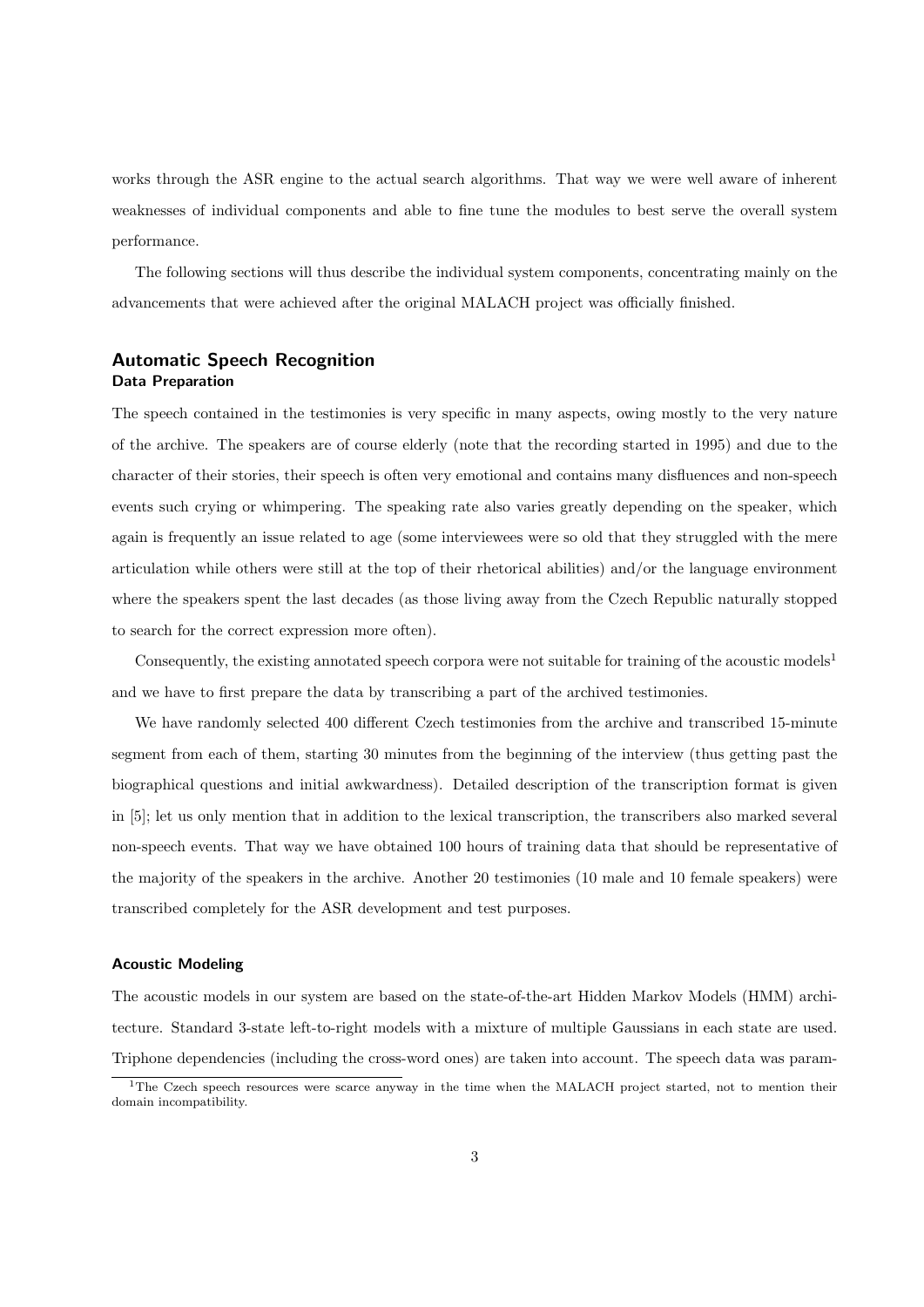works through the ASR engine to the actual search algorithms. That way we were well aware of inherent weaknesses of individual components and able to fine tune the modules to best serve the overall system performance.

The following sections will thus describe the individual system components, concentrating mainly on the advancements that were achieved after the original MALACH project was officially finished.

## Automatic Speech Recognition

### Data Preparation

The speech contained in the testimonies is very specific in many aspects, owing mostly to the very nature of the archive. The speakers are of course elderly (note that the recording started in 1995) and due to the character of their stories, their speech is often very emotional and contains many disfluences and non-speech events such crying or whimpering. The speaking rate also varies greatly depending on the speaker, which again is frequently an issue related to age (some interviewees were so old that they struggled with the mere articulation while others were still at the top of their rhetorical abilities) and/or the language environment where the speakers spent the last decades (as those living away from the Czech Republic naturally stopped to search for the correct expression more often).

Consequently, the existing annotated speech corpora were not suitable for training of the acoustic models[1] and we have to first prepare the data by transcribing a part of the archived testimonies.

We have randomly selected 400 different Czech testimonies from the archive and transcribed 15-minute segment from each of them, starting 30 minutes from the beginning of the interview (thus getting past the biographical questions and initial awkwardness). Detailed description of the transcription format is given in [5]; let us only mention that in addition to the lexical transcription, the transcribers also marked several non-speech events. That way we have obtained 100 hours of training data that should be representative of the majority of the speakers in the archive. Another 20 testimonies (10 male and 10 female speakers) were transcribed completely for the ASR development and test purposes.

### Acoustic Modeling

The acoustic models in our system are based on the state-of-the-art Hidden Markov Models (HMM) architecture. Standard 3-state left-to-right models with a mixture of multiple Gaussians in each state are used. Triphone dependencies (including the cross-word ones) are taken into account. The speech data was param-

[1] The Czech speech resources were scarce anyway in the time when the MALACH project started, not to mention their domain incompatibility.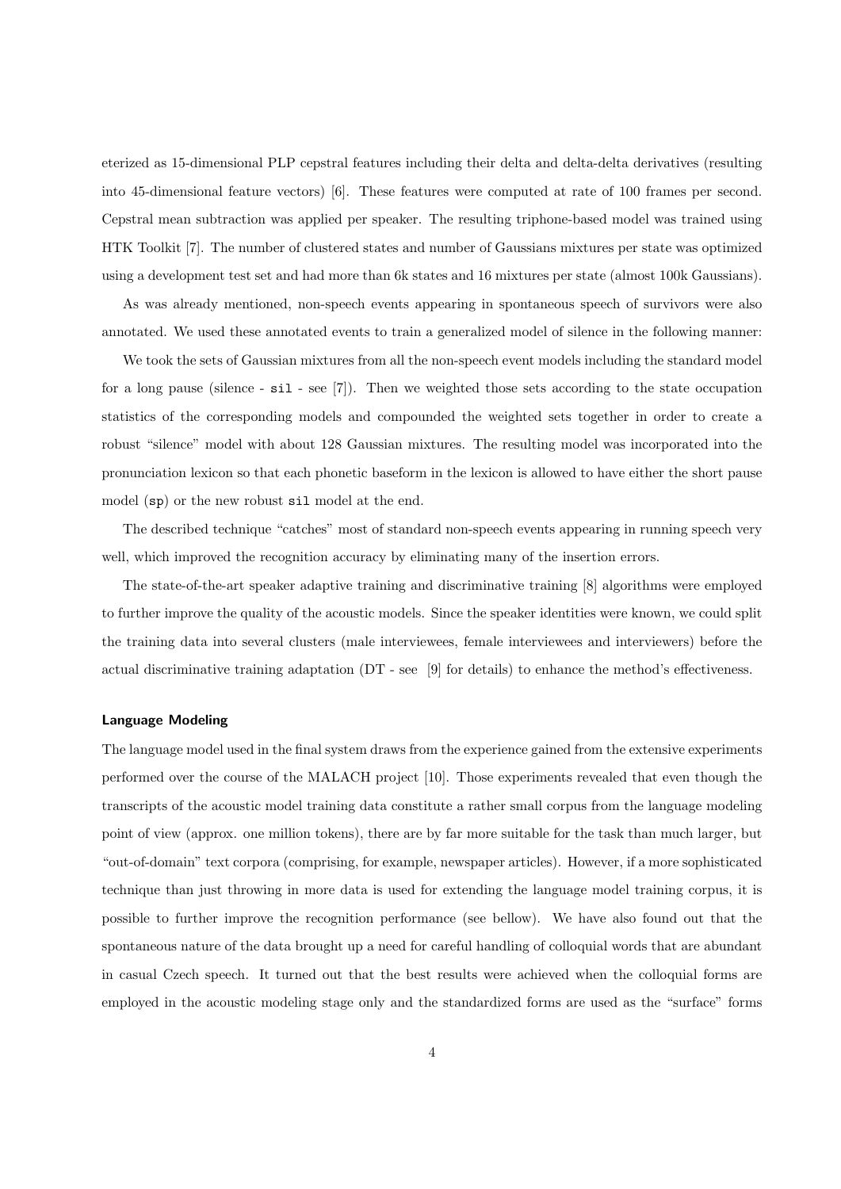eterized as 15-dimensional PLP cepstral features including their delta and delta-delta derivatives (resulting into 45-dimensional feature vectors) [6]. These features were computed at rate of 100 frames per second. Cepstral mean subtraction was applied per speaker. The resulting triphone-based model was trained using HTK Toolkit [7]. The number of clustered states and number of Gaussians mixtures per state was optimized using a development test set and had more than 6k states and 16 mixtures per state (almost 100k Gaussians).

As was already mentioned, non-speech events appearing in spontaneous speech of survivors were also annotated. We used these annotated events to train a generalized model of silence in the following manner:

We took the sets of Gaussian mixtures from all the non-speech event models including the standard model for a long pause (silence - `sil` - see [7]). Then we weighted those sets according to the state occupation statistics of the corresponding models and compounded the weighted sets together in order to create a robust "silence" model with about 128 Gaussian mixtures. The resulting model was incorporated into the pronunciation lexicon so that each phonetic baseform in the lexicon is allowed to have either the short pause model (`sp`) or the new robust `sil` model at the end.

The described technique "catches" most of standard non-speech events appearing in running speech very well, which improved the recognition accuracy by eliminating many of the insertion errors.

The state-of-the-art speaker adaptive training and discriminative training [8] algorithms were employed to further improve the quality of the acoustic models. Since the speaker identities were known, we could split the training data into several clusters (male interviewees, female interviewees and interviewers) before the actual discriminative training adaptation (DT - see [9] for details) to enhance the method's effectiveness.

#### Language Modeling

The language model used in the final system draws from the experience gained from the extensive experiments performed over the course of the MALACH project [10]. Those experiments revealed that even though the transcripts of the acoustic model training data constitute a rather small corpus from the language modeling point of view (approx. one million tokens), there are by far more suitable for the task than much larger, but "out-of-domain" text corpora (comprising, for example, newspaper articles). However, if a more sophisticated technique than just throwing in more data is used for extending the language model training corpus, it is possible to further improve the recognition performance (see bellow). We have also found out that the spontaneous nature of the data brought up a need for careful handling of colloquial words that are abundant in casual Czech speech. It turned out that the best results were achieved when the colloquial forms are employed in the acoustic modeling stage only and the standardized forms are used as the "surface" forms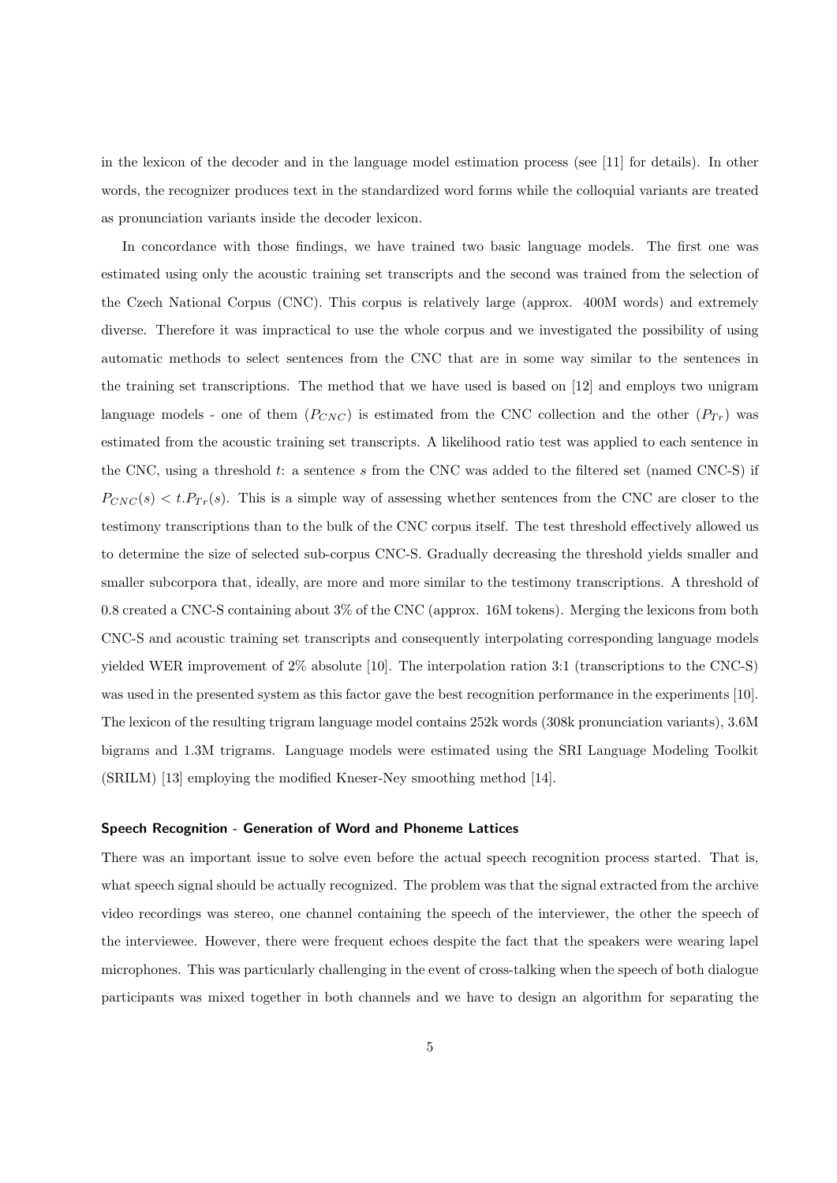in the lexicon of the decoder and in the language model estimation process (see [11] for details). In other words, the recognizer produces text in the standardized word forms while the colloquial variants are treated as pronunciation variants inside the decoder lexicon.

In concordance with those findings, we have trained two basic language models. The first one was estimated using only the acoustic training set transcripts and the second was trained from the selection of the Czech National Corpus (CNC). This corpus is relatively large (approx. 400M words) and extremely diverse. Therefore it was impractical to use the whole corpus and we investigated the possibility of using automatic methods to select sentences from the CNC that are in some way similar to the sentences in the training set transcriptions. The method that we have used is based on [12] and employs two unigram language models - one of them ($P_{CNC}$) is estimated from the CNC collection and the other ($P_{Tr}$) was estimated from the acoustic training set transcripts. A likelihood ratio test was applied to each sentence in the CNC, using a threshold $t$: a sentence $s$ from the CNC was added to the filtered set (named CNC-S) if $P_{CNC}(s) < t.P_{Tr}(s)$. This is a simple way of assessing whether sentences from the CNC are closer to the testimony transcriptions than to the bulk of the CNC corpus itself. The test threshold effectively allowed us to determine the size of selected sub-corpus CNC-S. Gradually decreasing the threshold yields smaller and smaller subcorpora that, ideally, are more and more similar to the testimony transcriptions. A threshold of 0.8 created a CNC-S containing about 3% of the CNC (approx. 16M tokens). Merging the lexicons from both CNC-S and acoustic training set transcripts and consequently interpolating corresponding language models yielded WER improvement of 2% absolute [10]. The interpolation ration 3:1 (transcriptions to the CNC-S) was used in the presented system as this factor gave the best recognition performance in the experiments [10]. The lexicon of the resulting trigram language model contains 252k words (308k pronunciation variants), 3.6M bigrams and 1.3M trigrams. Language models were estimated using the SRI Language Modeling Toolkit (SRILM) [13] employing the modified Kneser-Ney smoothing method [14].

#### Speech Recognition - Generation of Word and Phoneme Lattices

There was an important issue to solve even before the actual speech recognition process started. That is, what speech signal should be actually recognized. The problem was that the signal extracted from the archive video recordings was stereo, one channel containing the speech of the interviewer, the other the speech of the interviewee. However, there were frequent echoes despite the fact that the speakers were wearing lapel microphones. This was particularly challenging in the event of cross-talking when the speech of both dialogue participants was mixed together in both channels and we have to design an algorithm for separating the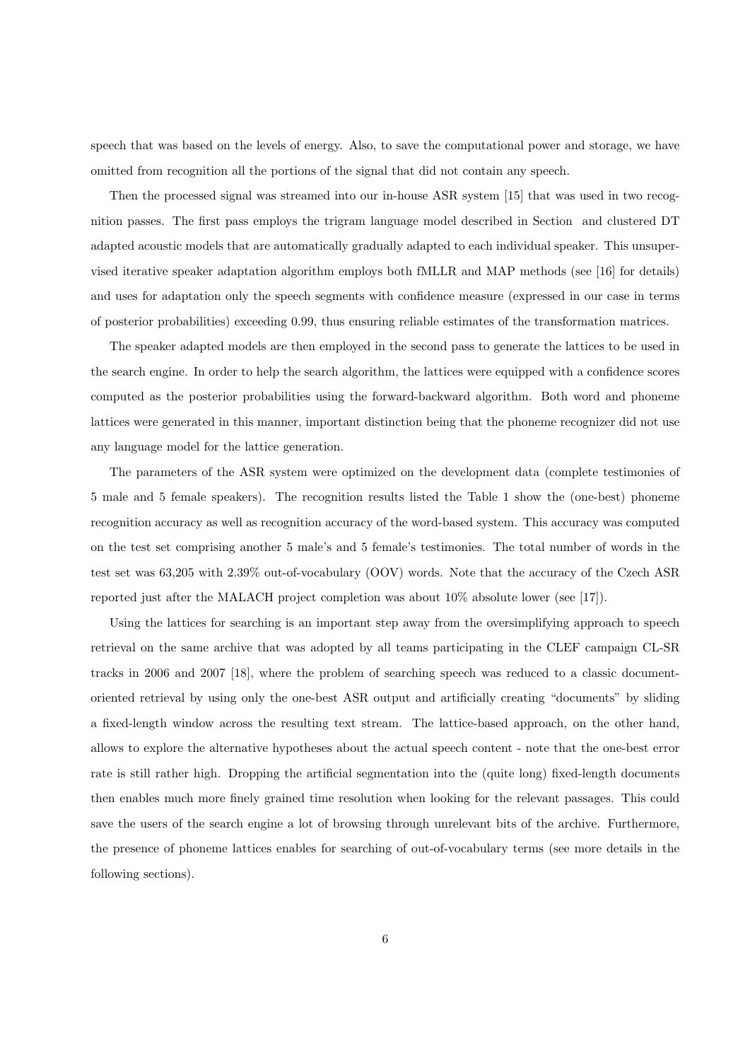speech that was based on the levels of energy. Also, to save the computational power and storage, we have omitted from recognition all the portions of the signal that did not contain any speech.

Then the processed signal was streamed into our in-house ASR system [15] that was used in two recognition passes. The first pass employs the trigram language model described in Section  and clustered DT adapted acoustic models that are automatically gradually adapted to each individual speaker. This unsupervised iterative speaker adaptation algorithm employs both fMLLR and MAP methods (see [16] for details) and uses for adaptation only the speech segments with confidence measure (expressed in our case in terms of posterior probabilities) exceeding 0.99, thus ensuring reliable estimates of the transformation matrices.

The speaker adapted models are then employed in the second pass to generate the lattices to be used in the search engine. In order to help the search algorithm, the lattices were equipped with a confidence scores computed as the posterior probabilities using the forward-backward algorithm. Both word and phoneme lattices were generated in this manner, important distinction being that the phoneme recognizer did not use any language model for the lattice generation.

The parameters of the ASR system were optimized on the development data (complete testimonies of 5 male and 5 female speakers). The recognition results listed the Table 1 show the (one-best) phoneme recognition accuracy as well as recognition accuracy of the word-based system. This accuracy was computed on the test set comprising another 5 male's and 5 female's testimonies. The total number of words in the test set was 63,205 with 2.39% out-of-vocabulary (OOV) words. Note that the accuracy of the Czech ASR reported just after the MALACH project completion was about 10% absolute lower (see [17]).

Using the lattices for searching is an important step away from the oversimplifying approach to speech retrieval on the same archive that was adopted by all teams participating in the CLEF campaign CL-SR tracks in 2006 and 2007 [18], where the problem of searching speech was reduced to a classic document-oriented retrieval by using only the one-best ASR output and artificially creating "documents" by sliding a fixed-length window across the resulting text stream. The lattice-based approach, on the other hand, allows to explore the alternative hypotheses about the actual speech content - note that the one-best error rate is still rather high. Dropping the artificial segmentation into the (quite long) fixed-length documents then enables much more finely grained time resolution when looking for the relevant passages. This could save the users of the search engine a lot of browsing through unrelevant bits of the archive. Furthermore, the presence of phoneme lattices enables for searching of out-of-vocabulary terms (see more details in the following sections).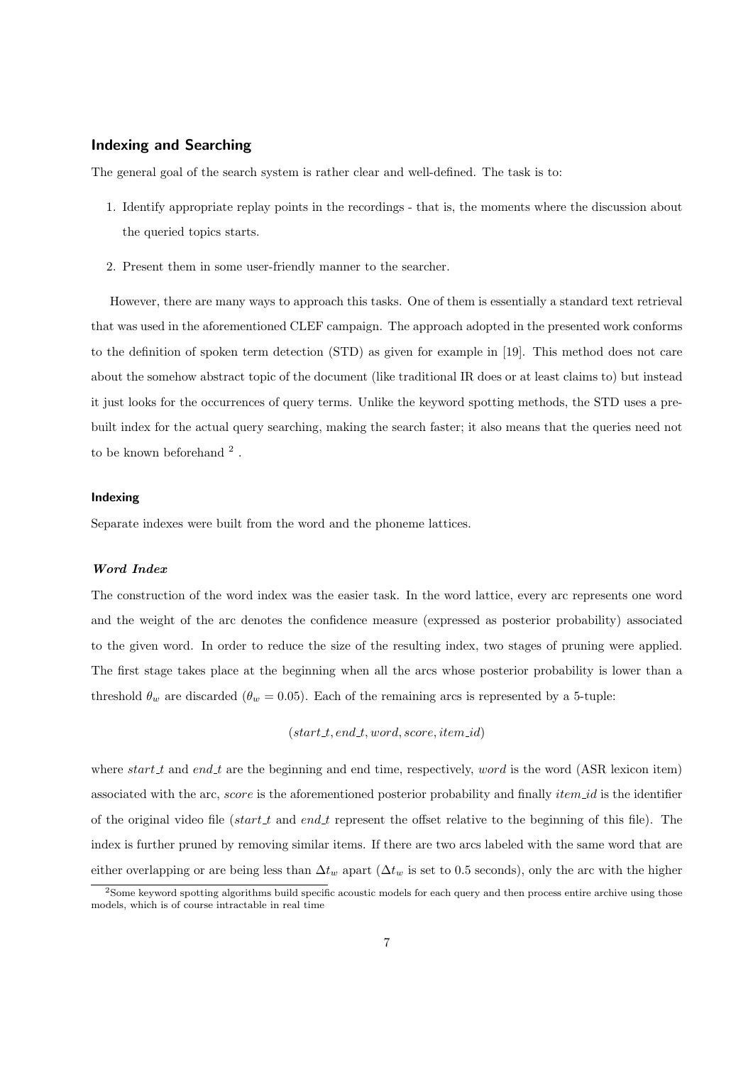## Indexing and Searching

The general goal of the search system is rather clear and well-defined. The task is to:

1. Identify appropriate replay points in the recordings - that is, the moments where the discussion about the queried topics starts.
2. Present them in some user-friendly manner to the searcher.

However, there are many ways to approach this tasks. One of them is essentially a standard text retrieval that was used in the aforementioned CLEF campaign. The approach adopted in the presented work conforms to the definition of spoken term detection (STD) as given for example in [19]. This method does not care about the somehow abstract topic of the document (like traditional IR does or at least claims to) but instead it just looks for the occurrences of query terms. Unlike the keyword spotting methods, the STD uses a pre-built index for the actual query searching, making the search faster; it also means that the queries need not to be known beforehand [2] .

### Indexing

Separate indexes were built from the word and the phoneme lattices.

#### *Word Index*

The construction of the word index was the easier task. In the word lattice, every arc represents one word and the weight of the arc denotes the confidence measure (expressed as posterior probability) associated to the given word. In order to reduce the size of the resulting index, two stages of pruning were applied. The first stage takes place at the beginning when all the arcs whose posterior probability is lower than a threshold $\theta_w$ are discarded ($\theta_w = 0.05$). Each of the remaining arcs is represented by a 5-tuple:

$$(start\_t, end\_t, word, score, item\_id)$$

where *start_t* and *end_t* are the beginning and end time, respectively, *word* is the word (ASR lexicon item) associated with the arc, *score* is the aforementioned posterior probability and finally *item_id* is the identifier of the original video file (*start_t* and *end_t* represent the offset relative to the beginning of this file). The index is further pruned by removing similar items. If there are two arcs labeled with the same word that are either overlapping or are being less than $\Delta t_w$ apart ($\Delta t_w$ is set to 0.5 seconds), only the arc with the higher

[2] Some keyword spotting algorithms build specific acoustic models for each query and then process entire archive using those models, which is of course intractable in real time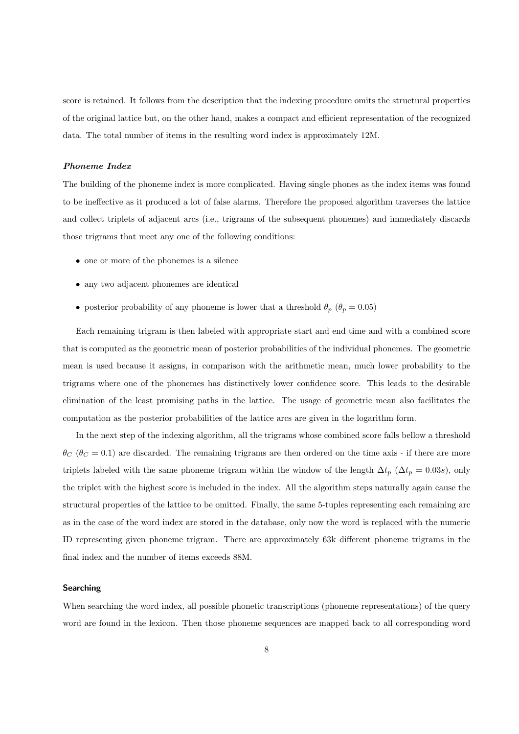score is retained. It follows from the description that the indexing procedure omits the structural properties of the original lattice but, on the other hand, makes a compact and efficient representation of the recognized data. The total number of items in the resulting word index is approximately 12M.

#### *Phoneme Index*

The building of the phoneme index is more complicated. Having single phones as the index items was found to be ineffective as it produced a lot of false alarms. Therefore the proposed algorithm traverses the lattice and collect triplets of adjacent arcs (i.e., trigrams of the subsequent phonemes) and immediately discards those trigrams that meet any one of the following conditions:

- one or more of the phonemes is a silence
- any two adjacent phonemes are identical
- posterior probability of any phoneme is lower that a threshold $\theta_p$ ($\theta_p = 0.05$)

Each remaining trigram is then labeled with appropriate start and end time and with a combined score that is computed as the geometric mean of posterior probabilities of the individual phonemes. The geometric mean is used because it assigns, in comparison with the arithmetic mean, much lower probability to the trigrams where one of the phonemes has distinctively lower confidence score. This leads to the desirable elimination of the least promising paths in the lattice. The usage of geometric mean also facilitates the computation as the posterior probabilities of the lattice arcs are given in the logarithm form.

In the next step of the indexing algorithm, all the trigrams whose combined score falls bellow a threshold $\theta_C$ ($\theta_C = 0.1$) are discarded. The remaining trigrams are then ordered on the time axis - if there are more triplets labeled with the same phoneme trigram within the window of the length $\Delta t_p$ ($\Delta t_p = 0.03s$), only the triplet with the highest score is included in the index. All the algorithm steps naturally again cause the structural properties of the lattice to be omitted. Finally, the same 5-tuples representing each remaining arc as in the case of the word index are stored in the database, only now the word is replaced with the numeric ID representing given phoneme trigram. There are approximately 63k different phoneme trigrams in the final index and the number of items exceeds 88M.

#### **Searching**

When searching the word index, all possible phonetic transcriptions (phoneme representations) of the query word are found in the lexicon. Then those phoneme sequences are mapped back to all corresponding word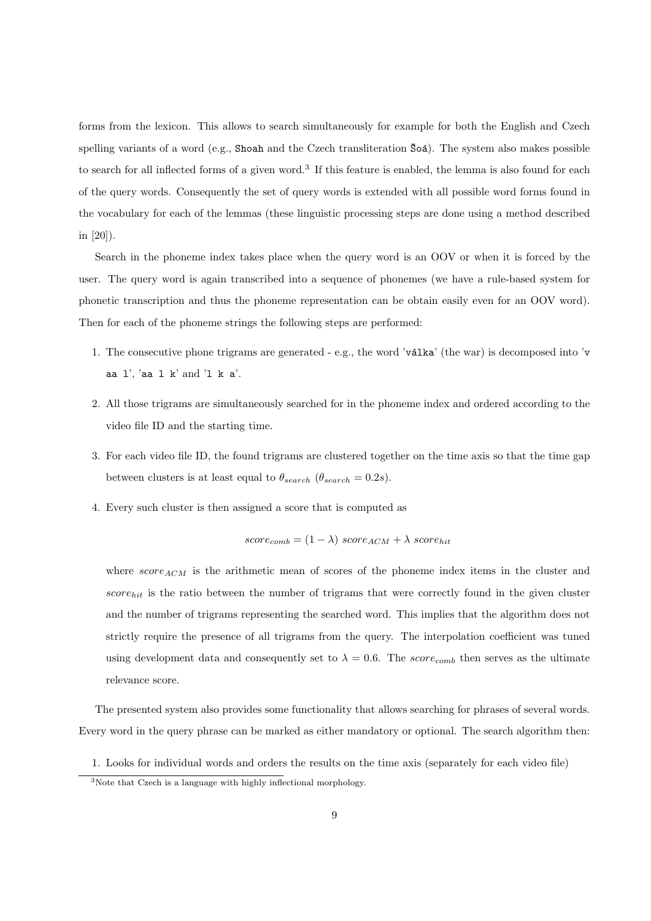forms from the lexicon. This allows to search simultaneously for example for both the English and Czech spelling variants of a word (e.g., `Shoah` and the Czech transliteration `Šoá`). The system also makes possible to search for all inflected forms of a given word.[3] If this feature is enabled, the lemma is also found for each of the query words. Consequently the set of query words is extended with all possible word forms found in the vocabulary for each of the lemmas (these linguistic processing steps are done using a method described in [20]).

Search in the phoneme index takes place when the query word is an OOV or when it is forced by the user. The query word is again transcribed into a sequence of phonemes (we have a rule-based system for phonetic transcription and thus the phoneme representation can be obtain easily even for an OOV word). Then for each of the phoneme strings the following steps are performed:

1. The consecutive phone trigrams are generated - e.g., the word '`válka`' (the war) is decomposed into '`v aa l`', '`aa l k`' and '`l k a`'.
2. All those trigrams are simultaneously searched for in the phoneme index and ordered according to the video file ID and the starting time.
3. For each video file ID, the found trigrams are clustered together on the time axis so that the time gap between clusters is at least equal to $\theta_{search}$ ($\theta_{search} = 0.2s$).
4. Every such cluster is then assigned a score that is computed as

   $$score_{comb} = (1 - \lambda)\ score_{ACM} + \lambda\ score_{hit}$$

   where $score_{ACM}$ is the arithmetic mean of scores of the phoneme index items in the cluster and $score_{hit}$ is the ratio between the number of trigrams that were correctly found in the given cluster and the number of trigrams representing the searched word. This implies that the algorithm does not strictly require the presence of all trigrams from the query. The interpolation coefficient was tuned using development data and consequently set to $\lambda = 0.6$. The $score_{comb}$ then serves as the ultimate relevance score.

The presented system also provides some functionality that allows searching for phrases of several words. Every word in the query phrase can be marked as either mandatory or optional. The search algorithm then:

1. Looks for individual words and orders the results on the time axis (separately for each video file)

[3] Note that Czech is a language with highly inflectional morphology.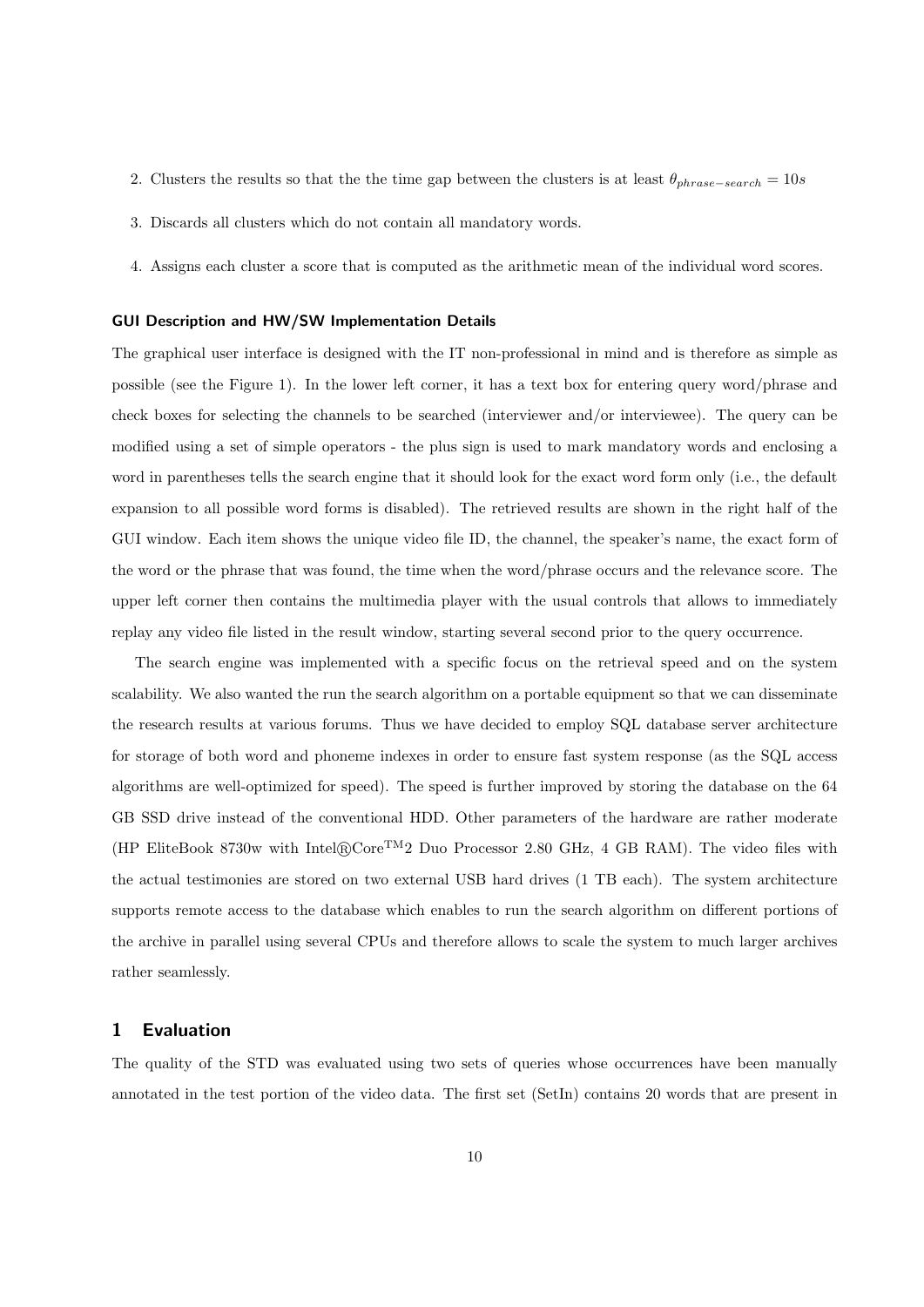2. Clusters the results so that the the time gap between the clusters is at least $\theta_{phrase-search} = 10s$
3. Discards all clusters which do not contain all mandatory words.
4. Assigns each cluster a score that is computed as the arithmetic mean of the individual word scores.

#### GUI Description and HW/SW Implementation Details

The graphical user interface is designed with the IT non-professional in mind and is therefore as simple as possible (see the Figure 1). In the lower left corner, it has a text box for entering query word/phrase and check boxes for selecting the channels to be searched (interviewer and/or interviewee). The query can be modified using a set of simple operators - the plus sign is used to mark mandatory words and enclosing a word in parentheses tells the search engine that it should look for the exact word form only (i.e., the default expansion to all possible word forms is disabled). The retrieved results are shown in the right half of the GUI window. Each item shows the unique video file ID, the channel, the speaker's name, the exact form of the word or the phrase that was found, the time when the word/phrase occurs and the relevance score. The upper left corner then contains the multimedia player with the usual controls that allows to immediately replay any video file listed in the result window, starting several second prior to the query occurrence.

The search engine was implemented with a specific focus on the retrieval speed and on the system scalability. We also wanted the run the search algorithm on a portable equipment so that we can disseminate the research results at various forums. Thus we have decided to employ SQL database server architecture for storage of both word and phoneme indexes in order to ensure fast system response (as the SQL access algorithms are well-optimized for speed). The speed is further improved by storing the database on the 64 GB SSD drive instead of the conventional HDD. Other parameters of the hardware are rather moderate (HP EliteBook 8730w with Intel®Core™2 Duo Processor 2.80 GHz, 4 GB RAM). The video files with the actual testimonies are stored on two external USB hard drives (1 TB each). The system architecture supports remote access to the database which enables to run the search algorithm on different portions of the archive in parallel using several CPUs and therefore allows to scale the system to much larger archives rather seamlessly.

## 1 Evaluation

The quality of the STD was evaluated using two sets of queries whose occurrences have been manually annotated in the test portion of the video data. The first set (SetIn) contains 20 words that are present in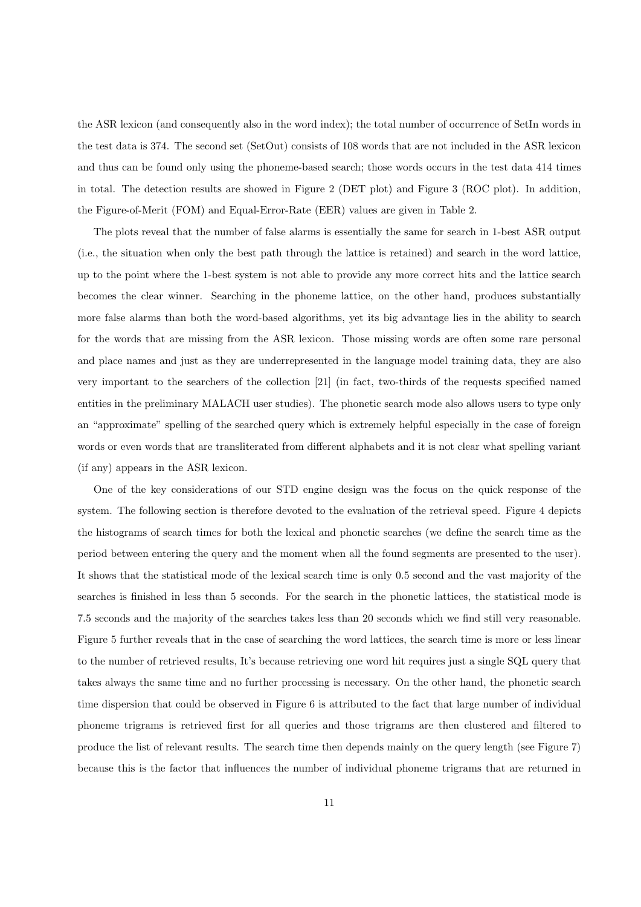the ASR lexicon (and consequently also in the word index); the total number of occurrence of SetIn words in the test data is 374. The second set (SetOut) consists of 108 words that are not included in the ASR lexicon and thus can be found only using the phoneme-based search; those words occurs in the test data 414 times in total. The detection results are showed in Figure 2 (DET plot) and Figure 3 (ROC plot). In addition, the Figure-of-Merit (FOM) and Equal-Error-Rate (EER) values are given in Table 2.

The plots reveal that the number of false alarms is essentially the same for search in 1-best ASR output (i.e., the situation when only the best path through the lattice is retained) and search in the word lattice, up to the point where the 1-best system is not able to provide any more correct hits and the lattice search becomes the clear winner. Searching in the phoneme lattice, on the other hand, produces substantially more false alarms than both the word-based algorithms, yet its big advantage lies in the ability to search for the words that are missing from the ASR lexicon. Those missing words are often some rare personal and place names and just as they are underrepresented in the language model training data, they are also very important to the searchers of the collection [21] (in fact, two-thirds of the requests specified named entities in the preliminary MALACH user studies). The phonetic search mode also allows users to type only an "approximate" spelling of the searched query which is extremely helpful especially in the case of foreign words or even words that are transliterated from different alphabets and it is not clear what spelling variant (if any) appears in the ASR lexicon.

One of the key considerations of our STD engine design was the focus on the quick response of the system. The following section is therefore devoted to the evaluation of the retrieval speed. Figure 4 depicts the histograms of search times for both the lexical and phonetic searches (we define the search time as the period between entering the query and the moment when all the found segments are presented to the user). It shows that the statistical mode of the lexical search time is only 0.5 second and the vast majority of the searches is finished in less than 5 seconds. For the search in the phonetic lattices, the statistical mode is 7.5 seconds and the majority of the searches takes less than 20 seconds which we find still very reasonable. Figure 5 further reveals that in the case of searching the word lattices, the search time is more or less linear to the number of retrieved results, It's because retrieving one word hit requires just a single SQL query that takes always the same time and no further processing is necessary. On the other hand, the phonetic search time dispersion that could be observed in Figure 6 is attributed to the fact that large number of individual phoneme trigrams is retrieved first for all queries and those trigrams are then clustered and filtered to produce the list of relevant results. The search time then depends mainly on the query length (see Figure 7) because this is the factor that influences the number of individual phoneme trigrams that are returned in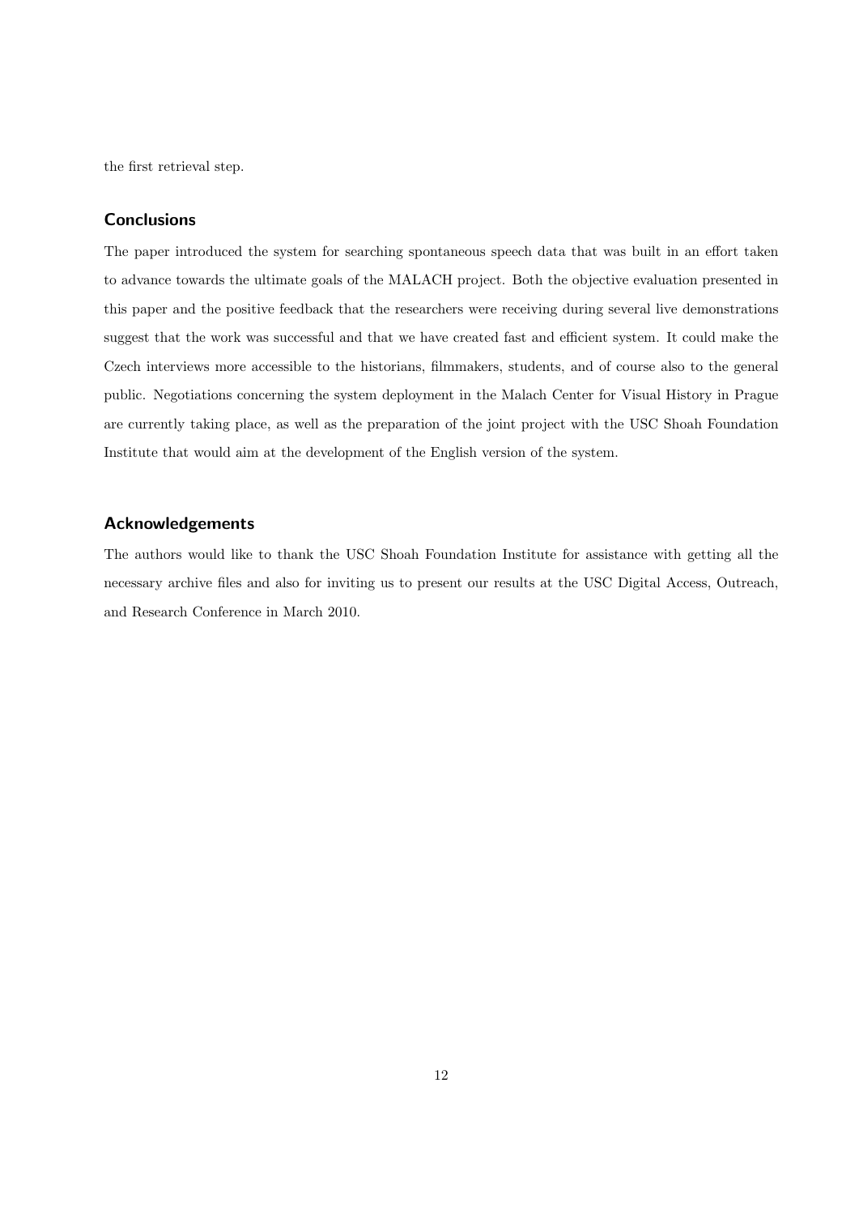the first retrieval step.

## Conclusions

The paper introduced the system for searching spontaneous speech data that was built in an effort taken to advance towards the ultimate goals of the MALACH project. Both the objective evaluation presented in this paper and the positive feedback that the researchers were receiving during several live demonstrations suggest that the work was successful and that we have created fast and efficient system. It could make the Czech interviews more accessible to the historians, filmmakers, students, and of course also to the general public. Negotiations concerning the system deployment in the Malach Center for Visual History in Prague are currently taking place, as well as the preparation of the joint project with the USC Shoah Foundation Institute that would aim at the development of the English version of the system.

## Acknowledgements

The authors would like to thank the USC Shoah Foundation Institute for assistance with getting all the necessary archive files and also for inviting us to present our results at the USC Digital Access, Outreach, and Research Conference in March 2010.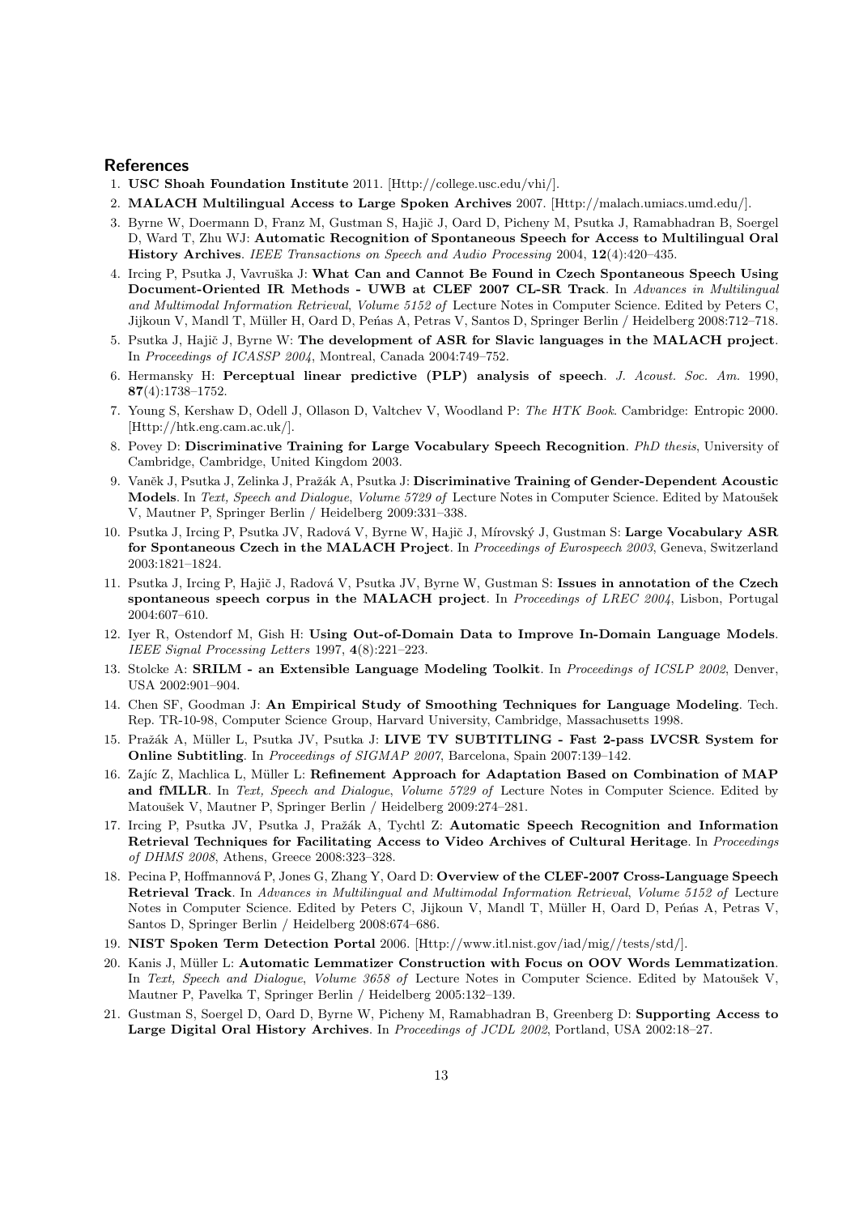## References

1. **USC Shoah Foundation Institute** 2011. [Http://college.usc.edu/vhi/].
2. **MALACH Multilingual Access to Large Spoken Archives** 2007. [Http://malach.umiacs.umd.edu/].
3. Byrne W, Doermann D, Franz M, Gustman S, Hajič J, Oard D, Picheny M, Psutka J, Ramabhadran B, Soergel D, Ward T, Zhu WJ: **Automatic Recognition of Spontaneous Speech for Access to Multilingual Oral History Archives**. *IEEE Transactions on Speech and Audio Processing* 2004, **12**(4):420–435.
4. Ircing P, Psutka J, Vavruška J: **What Can and Cannot Be Found in Czech Spontaneous Speech Using Document-Oriented IR Methods - UWB at CLEF 2007 CL-SR Track**. In *Advances in Multilingual and Multimodal Information Retrieval*, *Volume 5152 of* Lecture Notes in Computer Science. Edited by Peters C, Jijkoun V, Mandl T, Müller H, Oard D, Peńas A, Petras V, Santos D, Springer Berlin / Heidelberg 2008:712–718.
5. Psutka J, Hajič J, Byrne W: **The development of ASR for Slavic languages in the MALACH project**. In *Proceedings of ICASSP 2004*, Montreal, Canada 2004:749–752.
6. Hermansky H: **Perceptual linear predictive (PLP) analysis of speech**. *J. Acoust. Soc. Am.* 1990, **87**(4):1738–1752.
7. Young S, Kershaw D, Odell J, Ollason D, Valtchev V, Woodland P: *The HTK Book*. Cambridge: Entropic 2000. [Http://htk.eng.cam.ac.uk/].
8. Povey D: **Discriminative Training for Large Vocabulary Speech Recognition**. *PhD thesis*, University of Cambridge, Cambridge, United Kingdom 2003.
9. Vaněk J, Psutka J, Zelinka J, Pražák A, Psutka J: **Discriminative Training of Gender-Dependent Acoustic Models**. In *Text, Speech and Dialogue*, *Volume 5729 of* Lecture Notes in Computer Science. Edited by Matoušek V, Mautner P, Springer Berlin / Heidelberg 2009:331–338.
10. Psutka J, Ircing P, Psutka JV, Radová V, Byrne W, Hajič J, Mírovský J, Gustman S: **Large Vocabulary ASR for Spontaneous Czech in the MALACH Project**. In *Proceedings of Eurospeech 2003*, Geneva, Switzerland 2003:1821–1824.
11. Psutka J, Ircing P, Hajič J, Radová V, Psutka JV, Byrne W, Gustman S: **Issues in annotation of the Czech spontaneous speech corpus in the MALACH project**. In *Proceedings of LREC 2004*, Lisbon, Portugal 2004:607–610.
12. Iyer R, Ostendorf M, Gish H: **Using Out-of-Domain Data to Improve In-Domain Language Models**. *IEEE Signal Processing Letters* 1997, **4**(8):221–223.
13. Stolcke A: **SRILM - an Extensible Language Modeling Toolkit**. In *Proceedings of ICSLP 2002*, Denver, USA 2002:901–904.
14. Chen SF, Goodman J: **An Empirical Study of Smoothing Techniques for Language Modeling**. Tech. Rep. TR-10-98, Computer Science Group, Harvard University, Cambridge, Massachusetts 1998.
15. Pražák A, Müller L, Psutka JV, Psutka J: **LIVE TV SUBTITLING - Fast 2-pass LVCSR System for Online Subtitling**. In *Proceedings of SIGMAP 2007*, Barcelona, Spain 2007:139–142.
16. Zajíc Z, Machlica L, Müller L: **Refinement Approach for Adaptation Based on Combination of MAP and fMLLR**. In *Text, Speech and Dialogue*, *Volume 5729 of* Lecture Notes in Computer Science. Edited by Matoušek V, Mautner P, Springer Berlin / Heidelberg 2009:274–281.
17. Ircing P, Psutka JV, Psutka J, Pražák A, Tychtl Z: **Automatic Speech Recognition and Information Retrieval Techniques for Facilitating Access to Video Archives of Cultural Heritage**. In *Proceedings of DHMS 2008*, Athens, Greece 2008:323–328.
18. Pecina P, Hoffmannová P, Jones G, Zhang Y, Oard D: **Overview of the CLEF-2007 Cross-Language Speech Retrieval Track**. In *Advances in Multilingual and Multimodal Information Retrieval*, *Volume 5152 of* Lecture Notes in Computer Science. Edited by Peters C, Jijkoun V, Mandl T, Müller H, Oard D, Peńas A, Petras V, Santos D, Springer Berlin / Heidelberg 2008:674–686.
19. **NIST Spoken Term Detection Portal** 2006. [Http://www.itl.nist.gov/iad/mig//tests/std/].
20. Kanis J, Müller L: **Automatic Lemmatizer Construction with Focus on OOV Words Lemmatization**. In *Text, Speech and Dialogue*, *Volume 3658 of* Lecture Notes in Computer Science. Edited by Matoušek V, Mautner P, Pavelka T, Springer Berlin / Heidelberg 2005:132–139.
21. Gustman S, Soergel D, Oard D, Byrne W, Picheny M, Ramabhadran B, Greenberg D: **Supporting Access to Large Digital Oral History Archives**. In *Proceedings of JCDL 2002*, Portland, USA 2002:18–27.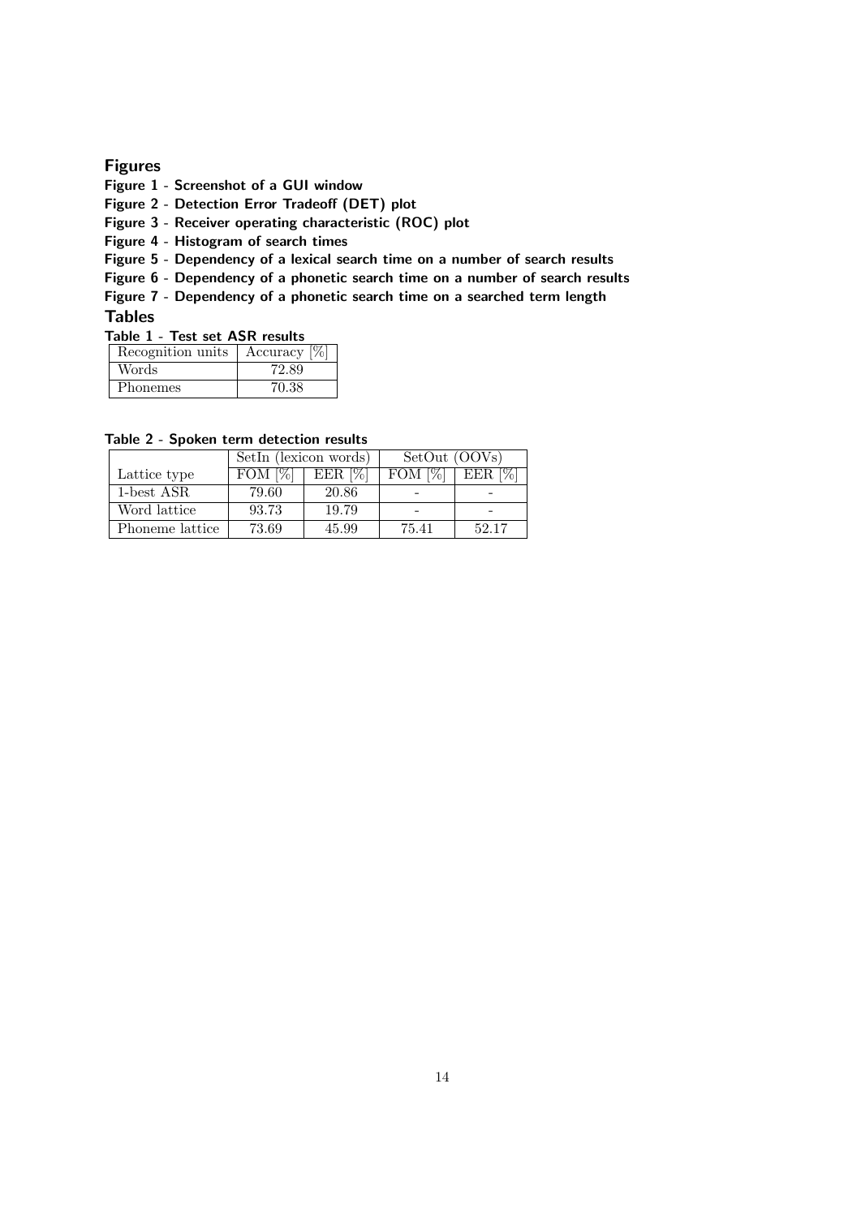## Figures

**Figure 1 - Screenshot of a GUI window**

**Figure 2 - Detection Error Tradeoff (DET) plot**

**Figure 3 - Receiver operating characteristic (ROC) plot**

**Figure 4 - Histogram of search times**

**Figure 5 - Dependency of a lexical search time on a number of search results**

**Figure 6 - Dependency of a phonetic search time on a number of search results**

**Figure 7 - Dependency of a phonetic search time on a searched term length**

## Tables

**Table 1 - Test set ASR results**

| Recognition units | Accuracy [%] |
|---|---|
| Words | 72.89 |
| Phonemes | 70.38 |

**Table 2 - Spoken term detection results**

| | SetIn (lexicon words) | | SetOut (OOVs) | |
|---|---|---|---|---|
| Lattice type | FOM [%] | EER [%] | FOM [%] | EER [%] |
| 1-best ASR | 79.60 | 20.86 | - | - |
| Word lattice | 93.73 | 19.79 | - | - |
| Phoneme lattice | 73.69 | 45.99 | 75.41 | 52.17 |